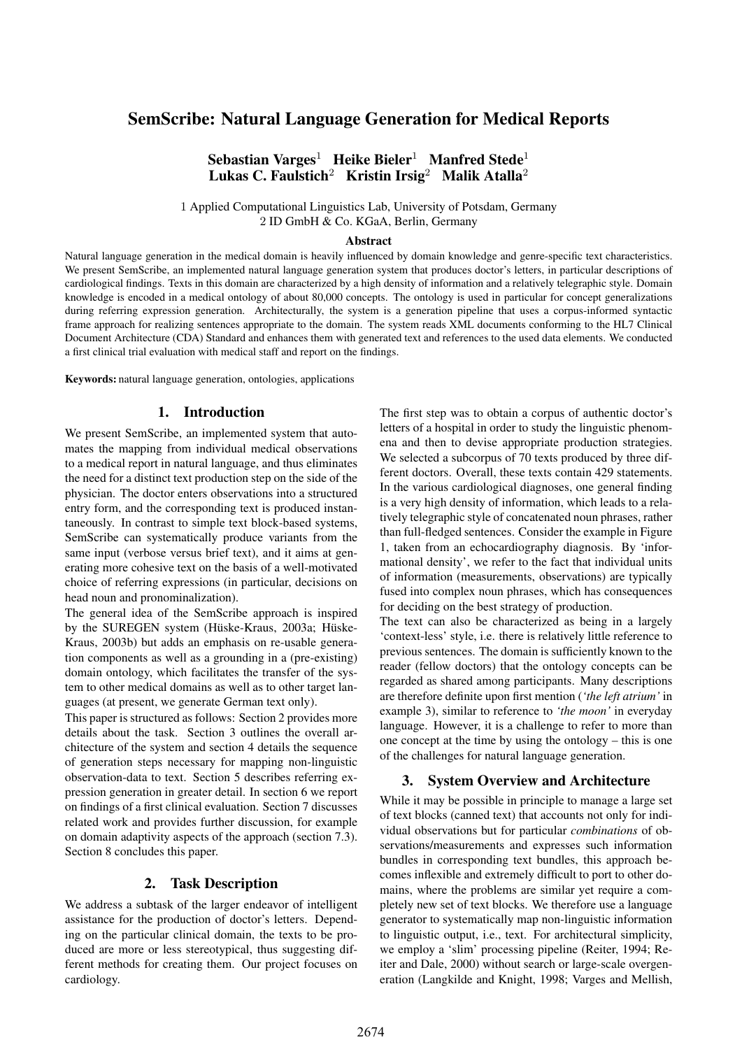# SemScribe: Natural Language Generation for Medical Reports

**Sebastian Varges**[1] **Heike Bieler**[1] **Manfred Stede**[1]
**Lukas C. Faulstich**[2] **Kristin Irsig**[2] **Malik Atalla**[2]

1 Applied Computational Linguistics Lab, University of Potsdam, Germany
2 ID GmbH & Co. KGaA, Berlin, Germany

### Abstract

Natural language generation in the medical domain is heavily influenced by domain knowledge and genre-specific text characteristics. We present SemScribe, an implemented natural language generation system that produces doctor's letters, in particular descriptions of cardiological findings. Texts in this domain are characterized by a high density of information and a relatively telegraphic style. Domain knowledge is encoded in a medical ontology of about 80,000 concepts. The ontology is used in particular for concept generalizations during referring expression generation. Architecturally, the system is a generation pipeline that uses a corpus-informed syntactic frame approach for realizing sentences appropriate to the domain. The system reads XML documents conforming to the HL7 Clinical Document Architecture (CDA) Standard and enhances them with generated text and references to the used data elements. We conducted a first clinical trial evaluation with medical staff and report on the findings.

**Keywords:** natural language generation, ontologies, applications

## 1. Introduction

We present SemScribe, an implemented system that automates the mapping from individual medical observations to a medical report in natural language, and thus eliminates the need for a distinct text production step on the side of the physician. The doctor enters observations into a structured entry form, and the corresponding text is produced instantaneously. In contrast to simple text block-based systems, SemScribe can systematically produce variants from the same input (verbose versus brief text), and it aims at generating more cohesive text on the basis of a well-motivated choice of referring expressions (in particular, decisions on head noun and pronominalization).

The general idea of the SemScribe approach is inspired by the SUREGEN system (Hüske-Kraus, 2003a; Hüske-Kraus, 2003b) but adds an emphasis on re-usable generation components as well as a grounding in a (pre-existing) domain ontology, which facilitates the transfer of the system to other medical domains as well as to other target languages (at present, we generate German text only).

This paper is structured as follows: Section 2 provides more details about the task. Section 3 outlines the overall architecture of the system and section 4 details the sequence of generation steps necessary for mapping non-linguistic observation-data to text. Section 5 describes referring expression generation in greater detail. In section 6 we report on findings of a first clinical evaluation. Section 7 discusses related work and provides further discussion, for example on domain adaptivity aspects of the approach (section 7.3). Section 8 concludes this paper.

## 2. Task Description

We address a subtask of the larger endeavor of intelligent assistance for the production of doctor's letters. Depending on the particular clinical domain, the texts to be produced are more or less stereotypical, thus suggesting different methods for creating them. Our project focuses on cardiology.

The first step was to obtain a corpus of authentic doctor's letters of a hospital in order to study the linguistic phenomena and then to devise appropriate production strategies. We selected a subcorpus of 70 texts produced by three different doctors. Overall, these texts contain 429 statements. In the various cardiological diagnoses, one general finding is a very high density of information, which leads to a relatively telegraphic style of concatenated noun phrases, rather than full-fledged sentences. Consider the example in Figure 1, taken from an echocardiography diagnosis. By 'informational density', we refer to the fact that individual units of information (measurements, observations) are typically fused into complex noun phrases, which has consequences for deciding on the best strategy of production.

The text can also be characterized as being in a largely 'context-less' style, i.e. there is relatively little reference to previous sentences. The domain is sufficiently known to the reader (fellow doctors) that the ontology concepts can be regarded as shared among participants. Many descriptions are therefore definite upon first mention (*'the left atrium'* in example 3), similar to reference to *'the moon'* in everyday language. However, it is a challenge to refer to more than one concept at the time by using the ontology – this is one of the challenges for natural language generation.

## 3. System Overview and Architecture

While it may be possible in principle to manage a large set of text blocks (canned text) that accounts not only for individual observations but for particular *combinations* of observations/measurements and expresses such information bundles in corresponding text bundles, this approach becomes inflexible and extremely difficult to port to other domains, where the problems are similar yet require a completely new set of text blocks. We therefore use a language generator to systematically map non-linguistic information to linguistic output, i.e., text. For architectural simplicity, we employ a 'slim' processing pipeline (Reiter, 1994; Reiter and Dale, 2000) without search or large-scale overgeneration (Langkilde and Knight, 1998; Varges and Mellish,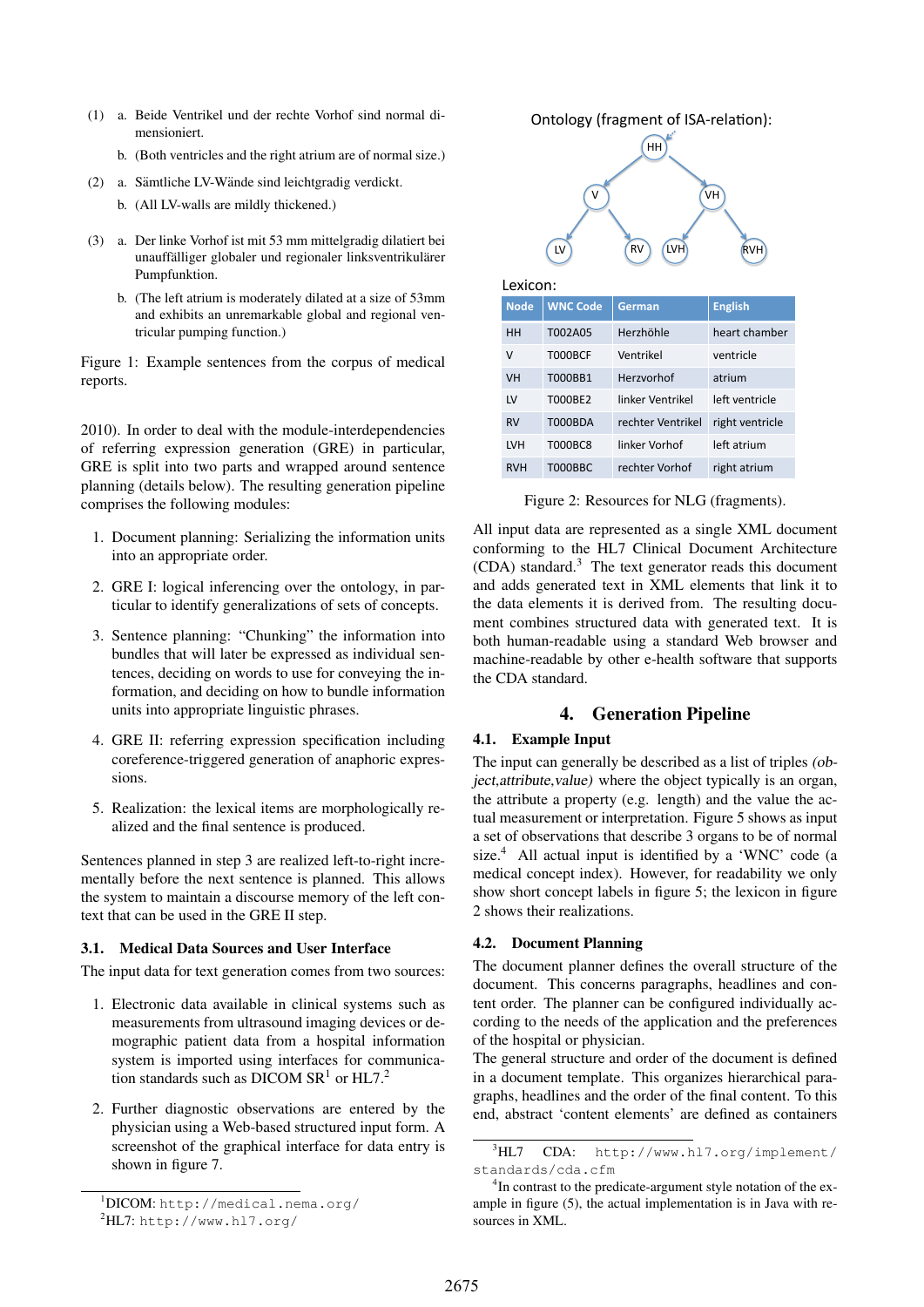(1) a. Beide Ventrikel und der rechte Vorhof sind normal dimensioniert.

b. (Both ventricles and the right atrium are of normal size.)

(2) a. Sämtliche LV-Wände sind leichtgradig verdickt.

b. (All LV-walls are mildly thickened.)

(3) a. Der linke Vorhof ist mit 53 mm mittelgradig dilatiert bei unauffälliger globaler und regionaler linksventrikulärer Pumpfunktion.

b. (The left atrium is moderately dilated at a size of 53mm and exhibits an unremarkable global and regional ventricular pumping function.)

Figure 1: Example sentences from the corpus of medical reports.

2010). In order to deal with the module-interdependencies of referring expression generation (GRE) in particular, GRE is split into two parts and wrapped around sentence planning (details below). The resulting generation pipeline comprises the following modules:

1. Document planning: Serializing the information units into an appropriate order.
2. GRE I: logical inferencing over the ontology, in particular to identify generalizations of sets of concepts.
3. Sentence planning: "Chunking" the information into bundles that will later be expressed as individual sentences, deciding on words to use for conveying the information, and deciding on how to bundle information units into appropriate linguistic phrases.
4. GRE II: referring expression specification including coreference-triggered generation of anaphoric expressions.
5. Realization: the lexical items are morphologically realized and the final sentence is produced.

Sentences planned in step 3 are realized left-to-right incrementally before the next sentence is planned. This allows the system to maintain a discourse memory of the left context that can be used in the GRE II step.

### 3.1. Medical Data Sources and User Interface

The input data for text generation comes from two sources:

1. Electronic data available in clinical systems such as measurements from ultrasound imaging devices or demographic patient data from a hospital information system is imported using interfaces for communication standards such as DICOM SR[1] or HL7.[2]
2. Further diagnostic observations are entered by the physician using a Web-based structured input form. A screenshot of the graphical interface for data entry is shown in figure 7.

[1]DICOM: http://medical.nema.org/
[2]HL7: http://www.hl7.org/

Ontology (fragment of ISA-relation):

HH → V, VH; V → LV, RV; VH → LVH, RVH

Lexicon:

| Node | WNC Code | German | English |
|---|---|---|---|
| HH | T002A05 | Herzhöhle | heart chamber |
| V | T000BCF | Ventrikel | ventricle |
| VH | T000BB1 | Herzvorhof | atrium |
| LV | T000BE2 | linker Ventrikel | left ventricle |
| RV | T000BDA | rechter Ventrikel | right ventricle |
| LVH | T000BC8 | linker Vorhof | left atrium |
| RVH | T000BBC | rechter Vorhof | right atrium |

Figure 2: Resources for NLG (fragments).

All input data are represented as a single XML document conforming to the HL7 Clinical Document Architecture (CDA) standard.[3] The text generator reads this document and adds generated text in XML elements that link it to the data elements it is derived from. The resulting document combines structured data with generated text. It is both human-readable using a standard Web browser and machine-readable by other e-health software that supports the CDA standard.

## 4. Generation Pipeline

### 4.1. Example Input

The input can generally be described as a list of triples *(object,attribute,value)* where the object typically is an organ, the attribute a property (e.g. length) and the value the actual measurement or interpretation. Figure 5 shows as input a set of observations that describe 3 organs to be of normal size.[4] All actual input is identified by a 'WNC' code (a medical concept index). However, for readability we only show short concept labels in figure 5; the lexicon in figure 2 shows their realizations.

### 4.2. Document Planning

The document planner defines the overall structure of the document. This concerns paragraphs, headlines and content order. The planner can be configured individually according to the needs of the application and the preferences of the hospital or physician.
The general structure and order of the document is defined in a document template. This organizes hierarchical paragraphs, headlines and the order of the final content. To this end, abstract 'content elements' are defined as containers

[3]HL7 CDA: http://www.hl7.org/implement/standards/cda.cfm
[4]In contrast to the predicate-argument style notation of the example in figure (5), the actual implementation is in Java with resources in XML.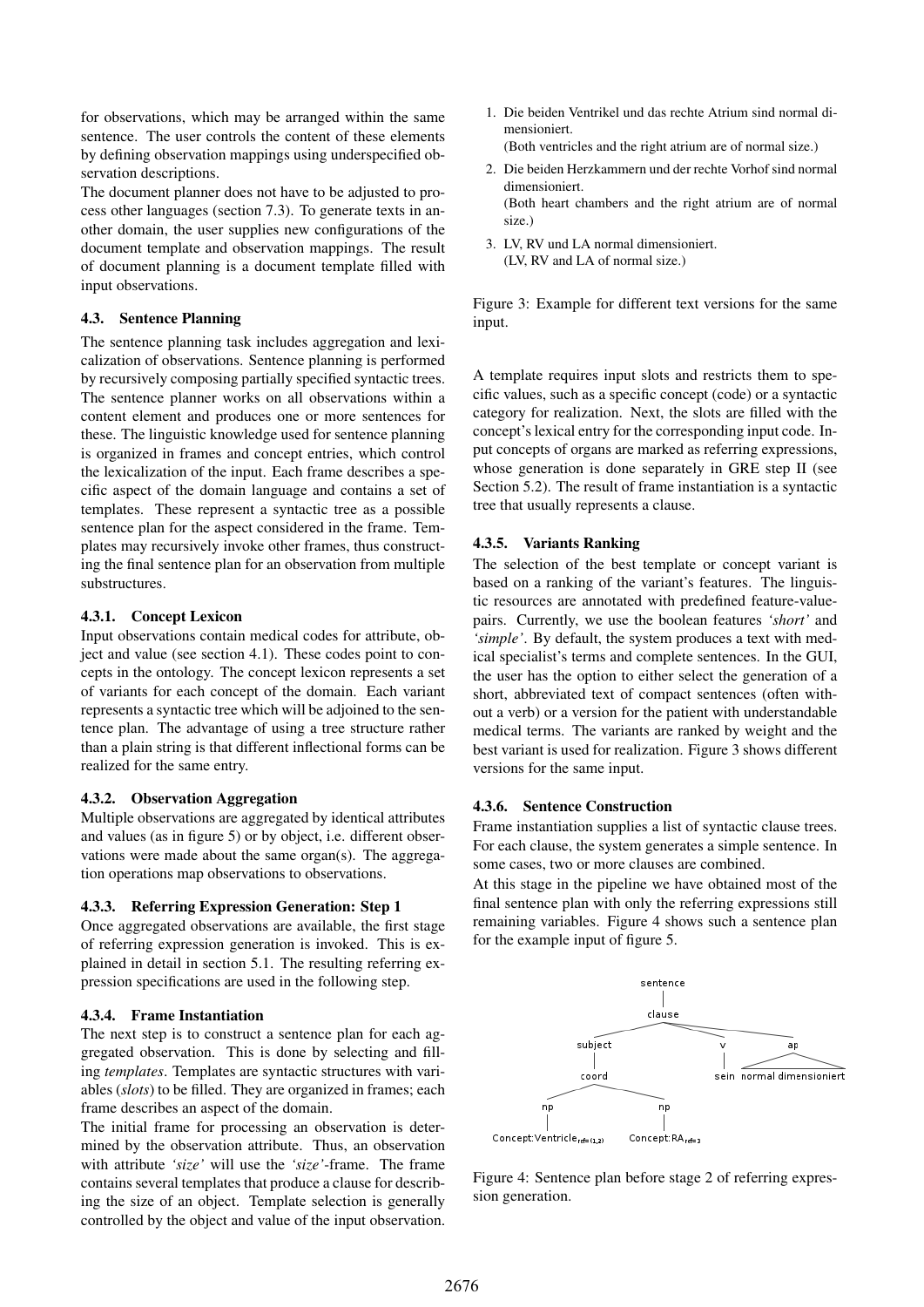for observations, which may be arranged within the same sentence. The user controls the content of these elements by defining observation mappings using underspecified observation descriptions.

The document planner does not have to be adjusted to process other languages (section 7.3). To generate texts in another domain, the user supplies new configurations of the document template and observation mappings. The result of document planning is a document template filled with input observations.

### 4.3. Sentence Planning

The sentence planning task includes aggregation and lexicalization of observations. Sentence planning is performed by recursively composing partially specified syntactic trees. The sentence planner works on all observations within a content element and produces one or more sentences for these. The linguistic knowledge used for sentence planning is organized in frames and concept entries, which control the lexicalization of the input. Each frame describes a specific aspect of the domain language and contains a set of templates. These represent a syntactic tree as a possible sentence plan for the aspect considered in the frame. Templates may recursively invoke other frames, thus constructing the final sentence plan for an observation from multiple substructures.

#### 4.3.1. Concept Lexicon

Input observations contain medical codes for attribute, object and value (see section 4.1). These codes point to concepts in the ontology. The concept lexicon represents a set of variants for each concept of the domain. Each variant represents a syntactic tree which will be adjoined to the sentence plan. The advantage of using a tree structure rather than a plain string is that different inflectional forms can be realized for the same entry.

#### 4.3.2. Observation Aggregation

Multiple observations are aggregated by identical attributes and values (as in figure 5) or by object, i.e. different observations were made about the same organ(s). The aggregation operations map observations to observations.

#### 4.3.3. Referring Expression Generation: Step 1

Once aggregated observations are available, the first stage of referring expression generation is invoked. This is explained in detail in section 5.1. The resulting referring expression specifications are used in the following step.

#### 4.3.4. Frame Instantiation

The next step is to construct a sentence plan for each aggregated observation. This is done by selecting and filling *templates*. Templates are syntactic structures with variables (*slots*) to be filled. They are organized in frames; each frame describes an aspect of the domain.

The initial frame for processing an observation is determined by the observation attribute. Thus, an observation with attribute *'size'* will use the *'size'*-frame. The frame contains several templates that produce a clause for describing the size of an object. Template selection is generally controlled by the object and value of the input observation.

1. Die beiden Ventrikel und das rechte Atrium sind normal dimensioniert.
   (Both ventricles and the right atrium are of normal size.)
2. Die beiden Herzkammern und der rechte Vorhof sind normal dimensioniert.
   (Both heart chambers and the right atrium are of normal size.)
3. LV, RV und LA normal dimensioniert.
   (LV, RV and LA of normal size.)

Figure 3: Example for different text versions for the same input.

A template requires input slots and restricts them to specific values, such as a specific concept (code) or a syntactic category for realization. Next, the slots are filled with the concept's lexical entry for the corresponding input code. Input concepts of organs are marked as referring expressions, whose generation is done separately in GRE step II (see Section 5.2). The result of frame instantiation is a syntactic tree that usually represents a clause.

#### 4.3.5. Variants Ranking

The selection of the best template or concept variant is based on a ranking of the variant's features. The linguistic resources are annotated with predefined feature-value-pairs. Currently, we use the boolean features *'short'* and *'simple'*. By default, the system produces a text with medical specialist's terms and complete sentences. In the GUI, the user has the option to either select the generation of a short, abbreviated text of compact sentences (often without a verb) or a version for the patient with understandable medical terms. The variants are ranked by weight and the best variant is used for realization. Figure 3 shows different versions for the same input.

#### 4.3.6. Sentence Construction

Frame instantiation supplies a list of syntactic clause trees. For each clause, the system generates a simple sentence. In some cases, two or more clauses are combined.

At this stage in the pipeline we have obtained most of the final sentence plan with only the referring expressions still remaining variables. Figure 4 shows such a sentence plan for the example input of figure 5.

```
sentence
└── clause
    ├── subject
    │   └── coord
    │       ├── np
    │       │   └── Concept:Ventricle_ref=(1,2)
    │       └── np
    │           └── Concept:RA_ref=3
    ├── v
    │   └── sein
    └── ap
        └── normal dimensioniert
```

Figure 4: Sentence plan before stage 2 of referring expression generation.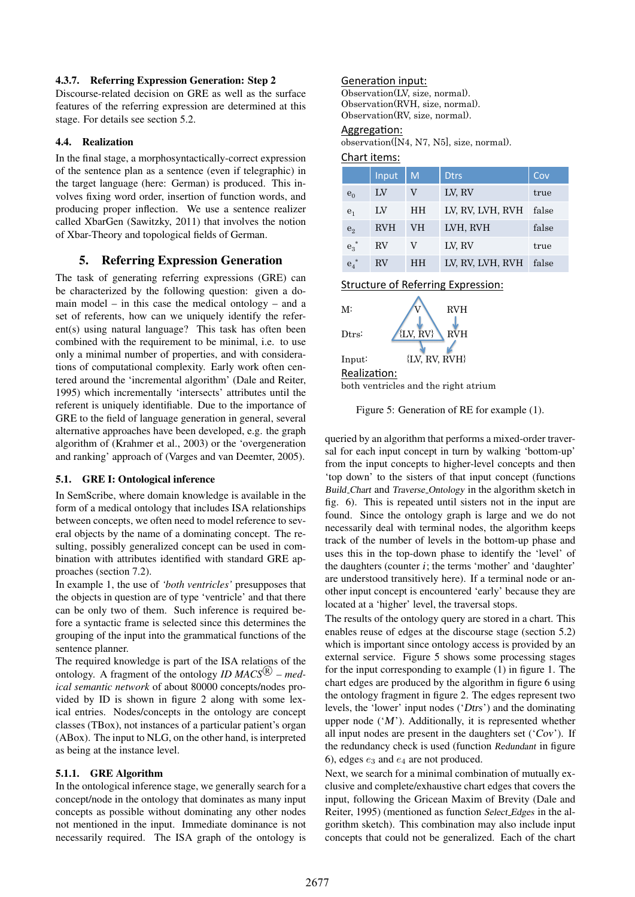#### 4.3.7. Referring Expression Generation: Step 2

Discourse-related decision on GRE as well as the surface features of the referring expression are determined at this stage. For details see section 5.2.

### 4.4. Realization

In the final stage, a morphosyntactically-correct expression of the sentence plan as a sentence (even if telegraphic) in the target language (here: German) is produced. This involves fixing word order, insertion of function words, and producing proper inflection. We use a sentence realizer called XbarGen (Sawitzky, 2011) that involves the notion of Xbar-Theory and topological fields of German.

## 5. Referring Expression Generation

The task of generating referring expressions (GRE) can be characterized by the following question: given a domain model – in this case the medical ontology – and a set of referents, how can we uniquely identify the referent(s) using natural language? This task has often been combined with the requirement to be minimal, i.e. to use only a minimal number of properties, and with considerations of computational complexity. Early work often centered around the 'incremental algorithm' (Dale and Reiter, 1995) which incrementally 'intersects' attributes until the referent is uniquely identifiable. Due to the importance of GRE to the field of language generation in general, several alternative approaches have been developed, e.g. the graph algorithm of (Krahmer et al., 2003) or the 'overgeneration and ranking' approach of (Varges and van Deemter, 2005).

### 5.1. GRE I: Ontological inference

In SemScribe, where domain knowledge is available in the form of a medical ontology that includes ISA relationships between concepts, we often need to model reference to several objects by the name of a dominating concept. The resulting, possibly generalized concept can be used in combination with attributes identified with standard GRE approaches (section 7.2).

In example 1, the use of *'both ventricles'* presupposes that the objects in question are of type 'ventricle' and that there can be only two of them. Such inference is required before a syntactic frame is selected since this determines the grouping of the input into the grammatical functions of the sentence planner.

The required knowledge is part of the ISA relations of the ontology. A fragment of the ontology *ID MACS®* – *medical semantic network* of about 80000 concepts/nodes provided by ID is shown in figure 2 along with some lexical entries. Nodes/concepts in the ontology are concept classes (TBox), not instances of a particular patient's organ (ABox). The input to NLG, on the other hand, is interpreted as being at the instance level.

#### 5.1.1. GRE Algorithm

In the ontological inference stage, we generally search for a concept/node in the ontology that dominates as many input concepts as possible without dominating any other nodes not mentioned in the input. Immediate dominance is not necessarily required. The ISA graph of the ontology is

Generation input:
Observation(LV, size, normal).
Observation(RVH, size, normal).
Observation(RV, size, normal).

Aggregation:
observation([N4, N7, N5], size, normal).

Chart items:

| | Input | M | Dtrs | Cov |
|---|---|---|---|---|
| $e_0$ | LV | V | LV, RV | true |
| $e_1$ | LV | HH | LV, RV, LVH, RVH | false |
| $e_2$ | RVH | VH | LVH, RVH | false |
| $e_3^*$ | RV | V | LV, RV | true |
| $e_4^*$ | RV | HH | LV, RV, LVH, RVH | false |

Structure of Referring Expression:

M: V RVH
Dtrs: {LV, RV} RVH
Input: {LV, RV, RVH}

Realization:
both ventricles and the right atrium

Figure 5: Generation of RE for example (1).

queried by an algorithm that performs a mixed-order traversal for each input concept in turn by walking 'bottom-up' from the input concepts to higher-level concepts and then 'top down' to the sisters of that input concept (functions *Build_Chart* and *Traverse_Ontology* in the algorithm sketch in fig. 6). This is repeated until sisters not in the input are found. Since the ontology graph is large and we do not necessarily deal with terminal nodes, the algorithm keeps track of the number of levels in the bottom-up phase and uses this in the top-down phase to identify the 'level' of the daughters (counter $i$; the terms 'mother' and 'daughter' are understood transitively here). If a terminal node or another input concept is encountered 'early' because they are located at a 'higher' level, the traversal stops.

The results of the ontology query are stored in a chart. This enables reuse of edges at the discourse stage (section 5.2) which is important since ontology access is provided by an external service. Figure 5 shows some processing stages for the input corresponding to example (1) in figure 1. The chart edges are produced by the algorithm in figure 6 using the ontology fragment in figure 2. The edges represent two levels, the 'lower' input nodes ('*Dtrs*') and the dominating upper node ('*M*'). Additionally, it is represented whether all input nodes are present in the daughters set ('*Cov*'). If the redundancy check is used (function *Redundant* in figure 6), edges $e_3$ and $e_4$ are not produced.

Next, we search for a minimal combination of mutually exclusive and complete/exhaustive chart edges that covers the input, following the Gricean Maxim of Brevity (Dale and Reiter, 1995) (mentioned as function *Select_Edges* in the algorithm sketch). This combination may also include input concepts that could not be generalized. Each of the chart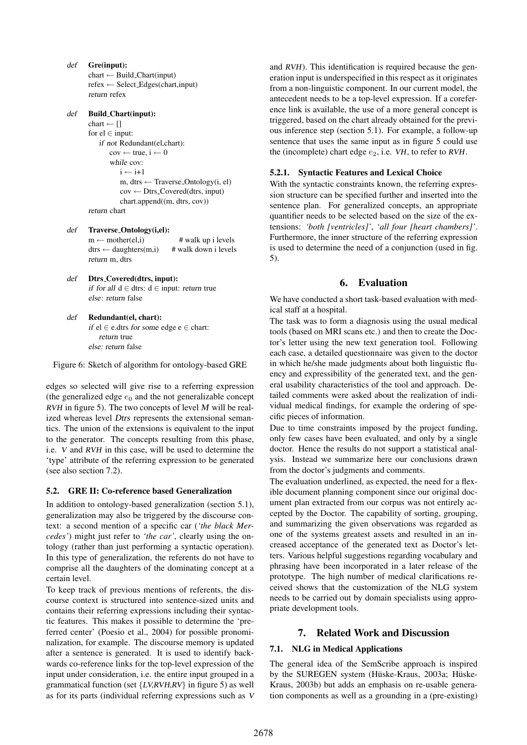```
def Gre(input):
    chart ← Build_Chart(input)
    refex ← Select_Edges(chart,input)
    return refex

def Build_Chart(input):
    chart ← []
    for el ∈ input:
        if not Redundant(el,chart):
            cov ← true, i ← 0
            while cov:
                i ← i+1
                m, dtrs ← Traverse_Ontology(i, el)
                cov ← Dtrs_Covered(dtrs, input)
                chart.append((m, dtrs, cov))
    return chart

def Traverse_Ontology(i,el):
    m ← mother(el,i)            # walk up i levels
    dtrs ← daughters(m,i)       # walk down i levels
    return m, dtrs

def Dtrs_Covered(dtrs, input):
    if for all d ∈ dtrs: d ∈ input: return true
    else: return false

def Redundant(el, chart):
    if el ∈ e.dtrs for some edge e ∈ chart:
        return true
    else: return false
```

Figure 6: Sketch of algorithm for ontology-based GRE

edges so selected will give rise to a referring expression (the generalized edge $e_0$ and the not generalizable concept *RVH* in figure 5). The two concepts of level *M* will be realized whereas level *Dtrs* represents the extensional semantics. The union of the extensions is equivalent to the input to the generator. The concepts resulting from this phase, i.e. *V* and *RVH* in this case, will be used to determine the 'type' attribute of the referring expression to be generated (see also section 7.2).

### 5.2. GRE II: Co-reference based Generalization

In addition to ontology-based generalization (section 5.1), generalization may also be triggered by the discourse context: a second mention of a specific car (*'the black Mercedes'*) might just refer to *'the car'*, clearly using the ontology (rather than just performing a syntactic operation). In this type of generalization, the referents do not have to comprise all the daughters of the dominating concept at a certain level.

To keep track of previous mentions of referents, the discourse context is structured into sentence-sized units and contains their referring expressions including their syntactic features. This makes it possible to determine the 'preferred center' (Poesio et al., 2004) for possible pronominalization, for example. The discourse memory is updated after a sentence is generated. It is used to identify backwards co-reference links for the top-level expression of the input under consideration, i.e. the entire input grouped in a grammatical function (set {*LV,RVH,RV*} in figure 5) as well as for its parts (individual referring expressions such as *V* and *RVH*). This identification is required because the generation input is underspecified in this respect as it originates from a non-linguistic component. In our current model, the antecedent needs to be a top-level expression. If a coreference link is available, the use of a more general concept is triggered, based on the chart already obtained for the previous inference step (section 5.1). For example, a follow-up sentence that uses the same input as in figure 5 could use the (incomplete) chart edge $e_2$, i.e. *VH*, to refer to *RVH*.

#### 5.2.1. Syntactic Features and Lexical Choice

With the syntactic constraints known, the referring expression structure can be specified further and inserted into the sentence plan. For generalized concepts, an appropriate quantifier needs to be selected based on the size of the extensions: *'both [ventricles]'*, *'all four [heart chambers]'*. Furthermore, the inner structure of the referring expression is used to determine the need of a conjunction (used in fig. 5).

## 6. Evaluation

We have conducted a short task-based evaluation with medical staff at a hospital.

The task was to form a diagnosis using the usual medical tools (based on MRI scans etc.) and then to create the Doctor's letter using the new text generation tool. Following each case, a detailed questionnaire was given to the doctor in which he/she made judgments about both linguistic fluency and expressibility of the generated text, and the general usability characteristics of the tool and approach. Detailed comments were asked about the realization of individual medical findings, for example the ordering of specific pieces of information.

Due to time constraints imposed by the project funding, only few cases have been evaluated, and only by a single doctor. Hence the results do not support a statistical analysis. Instead we summarize here our conclusions drawn from the doctor's judgments and comments.

The evaluation underlined, as expected, the need for a flexible document planning component since our original document plan extracted from our corpus was not entirely accepted by the Doctor. The capability of sorting, grouping, and summarizing the given observations was regarded as one of the systems greatest assets and resulted in an increased acceptance of the generated text as Doctor's letters. Various helpful suggestions regarding vocabulary and phrasing have been incorporated in a later release of the prototype. The high number of medical clarifications received shows that the customization of the NLG system needs to be carried out by domain specialists using appropriate development tools.

## 7. Related Work and Discussion

### 7.1. NLG in Medical Applications

The general idea of the SemScribe approach is inspired by the SUREGEN system (Hüske-Kraus, 2003a; Hüske-Kraus, 2003b) but adds an emphasis on re-usable generation components as well as a grounding in a (pre-existing)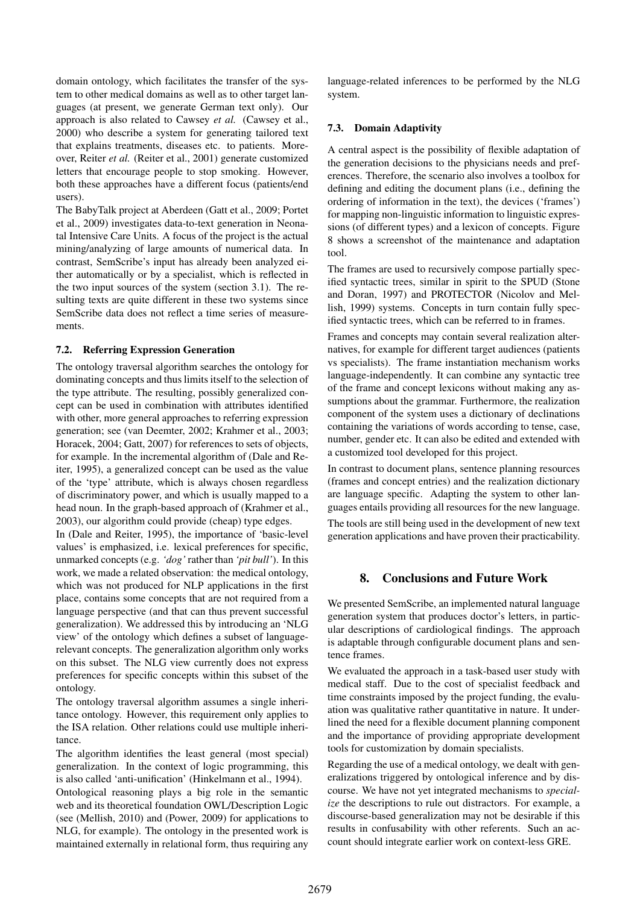domain ontology, which facilitates the transfer of the system to other medical domains as well as to other target languages (at present, we generate German text only). Our approach is also related to Cawsey *et al.* (Cawsey et al., 2000) who describe a system for generating tailored text that explains treatments, diseases etc. to patients. Moreover, Reiter *et al.* (Reiter et al., 2001) generate customized letters that encourage people to stop smoking. However, both these approaches have a different focus (patients/end users).

The BabyTalk project at Aberdeen (Gatt et al., 2009; Portet et al., 2009) investigates data-to-text generation in Neonatal Intensive Care Units. A focus of the project is the actual mining/analyzing of large amounts of numerical data. In contrast, SemScribe's input has already been analyzed either automatically or by a specialist, which is reflected in the two input sources of the system (section 3.1). The resulting texts are quite different in these two systems since SemScribe data does not reflect a time series of measurements.

### 7.2. Referring Expression Generation

The ontology traversal algorithm searches the ontology for dominating concepts and thus limits itself to the selection of the type attribute. The resulting, possibly generalized concept can be used in combination with attributes identified with other, more general approaches to referring expression generation; see (van Deemter, 2002; Krahmer et al., 2003; Horacek, 2004; Gatt, 2007) for references to sets of objects, for example. In the incremental algorithm of (Dale and Reiter, 1995), a generalized concept can be used as the value of the 'type' attribute, which is always chosen regardless of discriminatory power, and which is usually mapped to a head noun. In the graph-based approach of (Krahmer et al., 2003), our algorithm could provide (cheap) type edges.

In (Dale and Reiter, 1995), the importance of 'basic-level values' is emphasized, i.e. lexical preferences for specific, unmarked concepts (e.g. *'dog'* rather than *'pit bull'*). In this work, we made a related observation: the medical ontology, which was not produced for NLP applications in the first place, contains some concepts that are not required from a language perspective (and that can thus prevent successful generalization). We addressed this by introducing an 'NLG view' of the ontology which defines a subset of language-relevant concepts. The generalization algorithm only works on this subset. The NLG view currently does not express preferences for specific concepts within this subset of the ontology.

The ontology traversal algorithm assumes a single inheritance ontology. However, this requirement only applies to the ISA relation. Other relations could use multiple inheritance.

The algorithm identifies the least general (most special) generalization. In the context of logic programming, this is also called 'anti-unification' (Hinkelmann et al., 1994).

Ontological reasoning plays a big role in the semantic web and its theoretical foundation OWL/Description Logic (see (Mellish, 2010) and (Power, 2009) for applications to NLG, for example). The ontology in the presented work is maintained externally in relational form, thus requiring any language-related inferences to be performed by the NLG system.

### 7.3. Domain Adaptivity

A central aspect is the possibility of flexible adaptation of the generation decisions to the physicians needs and preferences. Therefore, the scenario also involves a toolbox for defining and editing the document plans (i.e., defining the ordering of information in the text), the devices ('frames') for mapping non-linguistic information to linguistic expressions (of different types) and a lexicon of concepts. Figure 8 shows a screenshot of the maintenance and adaptation tool.

The frames are used to recursively compose partially specified syntactic trees, similar in spirit to the SPUD (Stone and Doran, 1997) and PROTECTOR (Nicolov and Mellish, 1999) systems. Concepts in turn contain fully specified syntactic trees, which can be referred to in frames.

Frames and concepts may contain several realization alternatives, for example for different target audiences (patients vs specialists). The frame instantiation mechanism works language-independently. It can combine any syntactic tree of the frame and concept lexicons without making any assumptions about the grammar. Furthermore, the realization component of the system uses a dictionary of declinations containing the variations of words according to tense, case, number, gender etc. It can also be edited and extended with a customized tool developed for this project.

In contrast to document plans, sentence planning resources (frames and concept entries) and the realization dictionary are language specific. Adapting the system to other languages entails providing all resources for the new language.

The tools are still being used in the development of new text generation applications and have proven their practicability.

## 8. Conclusions and Future Work

We presented SemScribe, an implemented natural language generation system that produces doctor's letters, in particular descriptions of cardiological findings. The approach is adaptable through configurable document plans and sentence frames.

We evaluated the approach in a task-based user study with medical staff. Due to the cost of specialist feedback and time constraints imposed by the project funding, the evaluation was qualitative rather quantitative in nature. It underlined the need for a flexible document planning component and the importance of providing appropriate development tools for customization by domain specialists.

Regarding the use of a medical ontology, we dealt with generalizations triggered by ontological inference and by discourse. We have not yet integrated mechanisms to *specialize* the descriptions to rule out distractors. For example, a discourse-based generalization may not be desirable if this results in confusability with other referents. Such an account should integrate earlier work on context-less GRE.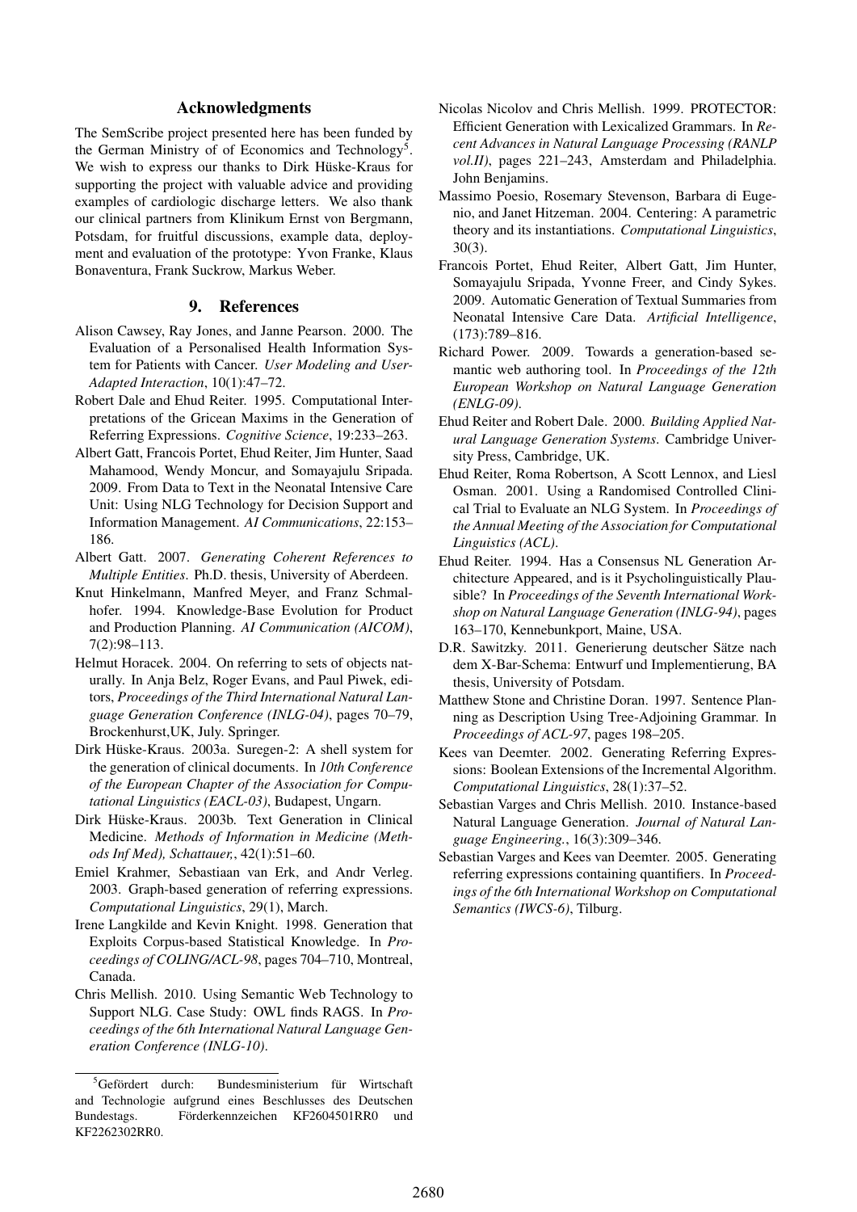## Acknowledgments

The SemScribe project presented here has been funded by the German Ministry of of Economics and Technology[5]. We wish to express our thanks to Dirk Hüske-Kraus for supporting the project with valuable advice and providing examples of cardiologic discharge letters. We also thank our clinical partners from Klinikum Ernst von Bergmann, Potsdam, for fruitful discussions, example data, deployment and evaluation of the prototype: Yvon Franke, Klaus Bonaventura, Frank Suckrow, Markus Weber.

## 9. References

Alison Cawsey, Ray Jones, and Janne Pearson. 2000. The Evaluation of a Personalised Health Information System for Patients with Cancer. *User Modeling and User-Adapted Interaction*, 10(1):47–72.

Robert Dale and Ehud Reiter. 1995. Computational Interpretations of the Gricean Maxims in the Generation of Referring Expressions. *Cognitive Science*, 19:233–263.

Albert Gatt, Francois Portet, Ehud Reiter, Jim Hunter, Saad Mahamood, Wendy Moncur, and Somayajulu Sripada. 2009. From Data to Text in the Neonatal Intensive Care Unit: Using NLG Technology for Decision Support and Information Management. *AI Communications*, 22:153–186.

Albert Gatt. 2007. *Generating Coherent References to Multiple Entities*. Ph.D. thesis, University of Aberdeen.

Knut Hinkelmann, Manfred Meyer, and Franz Schmalhofer. 1994. Knowledge-Base Evolution for Product and Production Planning. *AI Communication (AICOM)*, 7(2):98–113.

Helmut Horacek. 2004. On referring to sets of objects naturally. In Anja Belz, Roger Evans, and Paul Piwek, editors, *Proceedings of the Third International Natural Language Generation Conference (INLG-04)*, pages 70–79, Brockenhurst,UK, July. Springer.

Dirk Hüske-Kraus. 2003a. Suregen-2: A shell system for the generation of clinical documents. In *10th Conference of the European Chapter of the Association for Computational Linguistics (EACL-03)*, Budapest, Ungarn.

Dirk Hüske-Kraus. 2003b. Text Generation in Clinical Medicine. *Methods of Information in Medicine (Methods Inf Med), Schattauer,*, 42(1):51–60.

Emiel Krahmer, Sebastiaan van Erk, and Andr Verleg. 2003. Graph-based generation of referring expressions. *Computational Linguistics*, 29(1), March.

Irene Langkilde and Kevin Knight. 1998. Generation that Exploits Corpus-based Statistical Knowledge. In *Proceedings of COLING/ACL-98*, pages 704–710, Montreal, Canada.

Chris Mellish. 2010. Using Semantic Web Technology to Support NLG. Case Study: OWL finds RAGS. In *Proceedings of the 6th International Natural Language Generation Conference (INLG-10)*.

Nicolas Nicolov and Chris Mellish. 1999. PROTECTOR: Efficient Generation with Lexicalized Grammars. In *Recent Advances in Natural Language Processing (RANLP vol.II)*, pages 221–243, Amsterdam and Philadelphia. John Benjamins.

Massimo Poesio, Rosemary Stevenson, Barbara di Eugenio, and Janet Hitzeman. 2004. Centering: A parametric theory and its instantiations. *Computational Linguistics*, 30(3).

Francois Portet, Ehud Reiter, Albert Gatt, Jim Hunter, Somayajulu Sripada, Yvonne Freer, and Cindy Sykes. 2009. Automatic Generation of Textual Summaries from Neonatal Intensive Care Data. *Artificial Intelligence*, (173):789–816.

Richard Power. 2009. Towards a generation-based semantic web authoring tool. In *Proceedings of the 12th European Workshop on Natural Language Generation (ENLG-09)*.

Ehud Reiter and Robert Dale. 2000. *Building Applied Natural Language Generation Systems*. Cambridge University Press, Cambridge, UK.

Ehud Reiter, Roma Robertson, A Scott Lennox, and Liesl Osman. 2001. Using a Randomised Controlled Clinical Trial to Evaluate an NLG System. In *Proceedings of the Annual Meeting of the Association for Computational Linguistics (ACL)*.

Ehud Reiter. 1994. Has a Consensus NL Generation Architecture Appeared, and is it Psycholinguistically Plausible? In *Proceedings of the Seventh International Workshop on Natural Language Generation (INLG-94)*, pages 163–170, Kennebunkport, Maine, USA.

D.R. Sawitzky. 2011. Generierung deutscher Sätze nach dem X-Bar-Schema: Entwurf und Implementierung, BA thesis, University of Potsdam.

Matthew Stone and Christine Doran. 1997. Sentence Planning as Description Using Tree-Adjoining Grammar. In *Proceedings of ACL-97*, pages 198–205.

Kees van Deemter. 2002. Generating Referring Expressions: Boolean Extensions of the Incremental Algorithm. *Computational Linguistics*, 28(1):37–52.

Sebastian Varges and Chris Mellish. 2010. Instance-based Natural Language Generation. *Journal of Natural Language Engineering.*, 16(3):309–346.

Sebastian Varges and Kees van Deemter. 2005. Generating referring expressions containing quantifiers. In *Proceedings of the 6th International Workshop on Computational Semantics (IWCS-6)*, Tilburg.

[5] Gefördert durch: Bundesministerium für Wirtschaft und Technologie aufgrund eines Beschlusses des Deutschen Bundestags. Förderkennzeichen KF2604501RR0 und KF2262302RR0.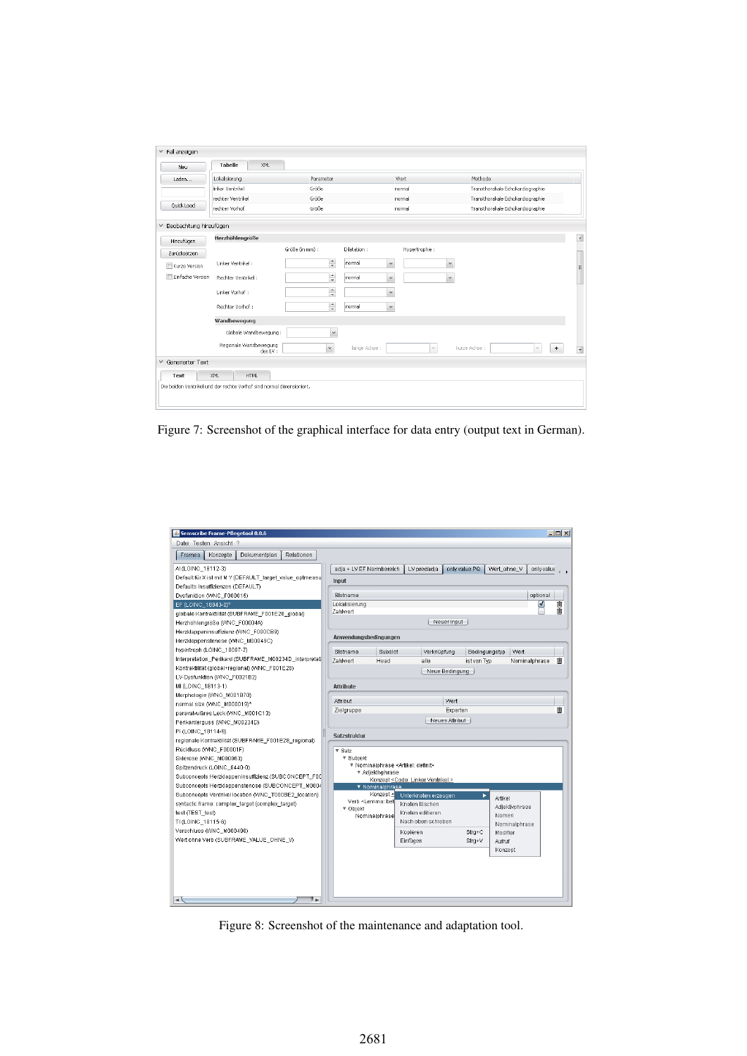Figure 7: Screenshot of the graphical interface for data entry (output text in German).

Figure 8: Screenshot of the maintenance and adaptation tool.